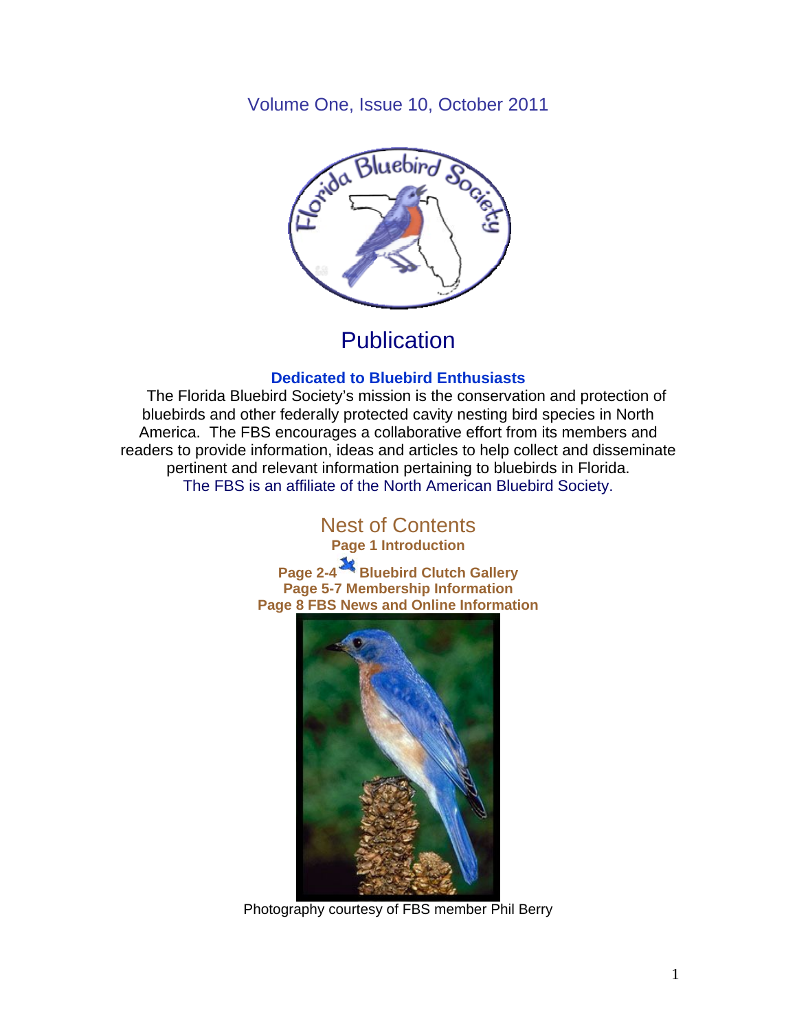Volume One, Issue 10, October 2011

# Publication

**Dedicated to Bluebird Enthusiasts**

The Florida Bluebird Society's mission is the conservation and protection of bluebirds and other federally protected cavity nesting bird species in North America. The FBS encourages a collaborative effort from its members and readers to provide information, ideas and articles to help collect and disseminate pertinent and relevant information pertaining to bluebirds in Florida.

The FBS is an affiliate of the North American Bluebird Society.

## Nest of Contents

**Page 1 Introduction**

**Page 2-4 Bluebird Clutch Gallery**

**Page 5-7 Membership Information**

**Page 8 FBS News and Online Information**

Photography courtesy of FBS member Phil Berry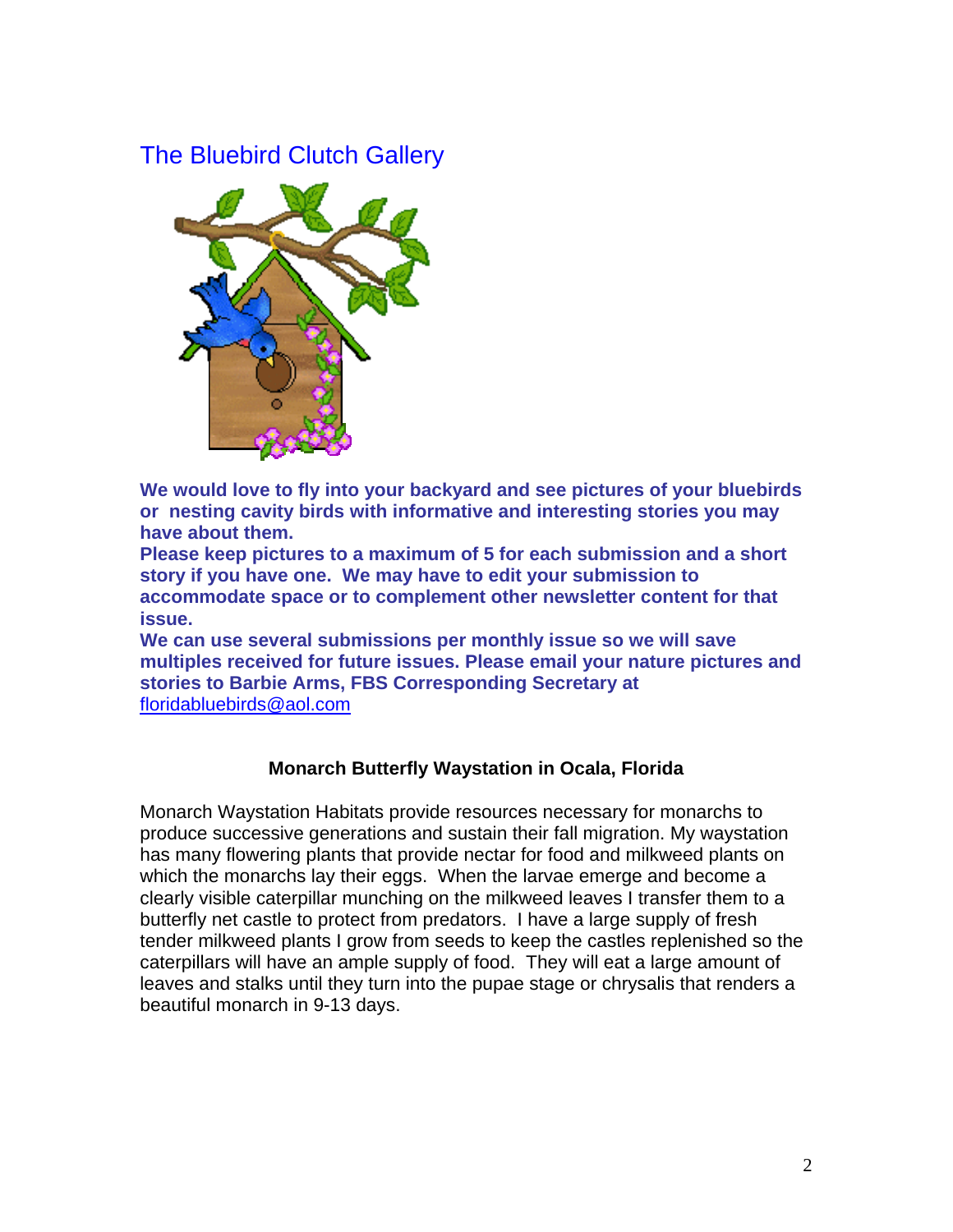## The Bluebird Clutch Gallery

**We would love to fly into your backyard and see pictures of your bluebirds or nesting cavity birds with informative and interesting stories you may have about them.**

**Please keep pictures to a maximum of 5 for each submission and a short story if you have one. We may have to edit your submission to accommodate space or to complement other newsletter content for that issue.**

**We can use several submissions per monthly issue so we will save multiples received for future issues. Please email your nature pictures and stories to Barbie Arms, FBS Corresponding Secretary at** floridabluebirds@aol.com

### Monarch Butterfly Waystation in Ocala, Florida

Monarch Waystation Habitats provide resources necessary for monarchs to produce successive generations and sustain their fall migration. My waystation has many flowering plants that provide nectar for food and milkweed plants on which the monarchs lay their eggs. When the larvae emerge and become a clearly visible caterpillar munching on the milkweed leaves I transfer them to a butterfly net castle to protect from predators. I have a large supply of fresh tender milkweed plants I grow from seeds to keep the castles replenished so the caterpillars will have an ample supply of food. They will eat a large amount of leaves and stalks until they turn into the pupae stage or chrysalis that renders a beautiful monarch in 9-13 days.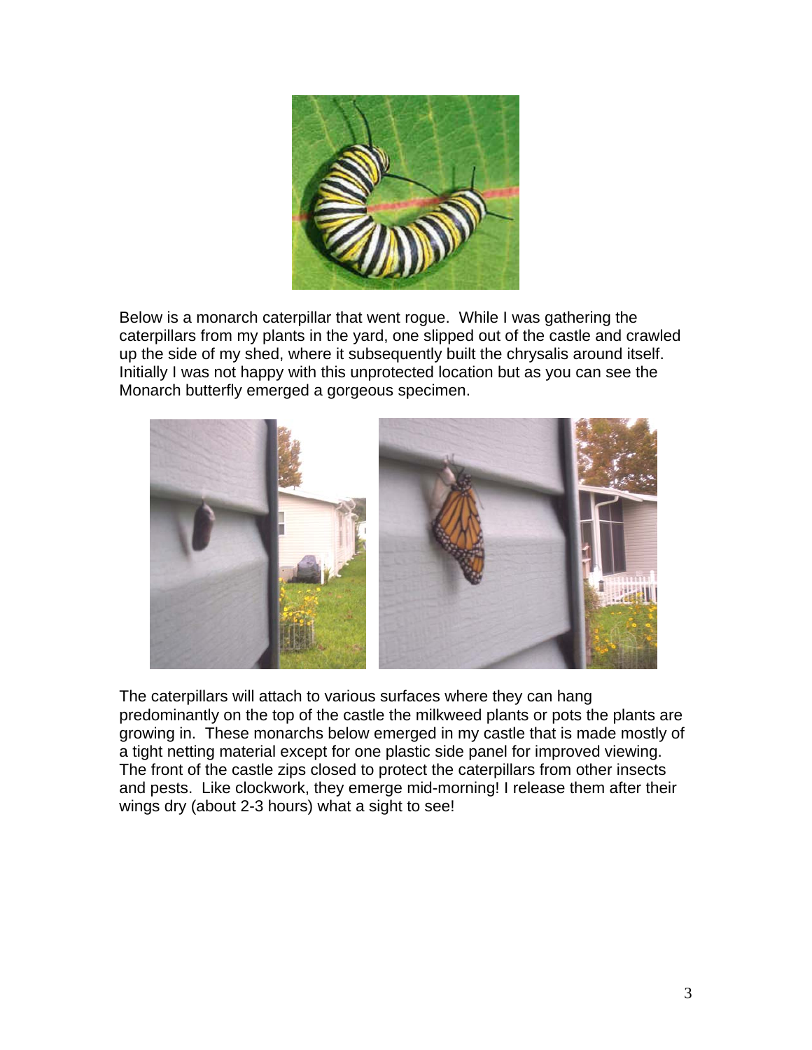Below is a monarch caterpillar that went rogue. While I was gathering the caterpillars from my plants in the yard, one slipped out of the castle and crawled up the side of my shed, where it subsequently built the chrysalis around itself. Initially I was not happy with this unprotected location but as you can see the Monarch butterfly emerged a gorgeous specimen.

The caterpillars will attach to various surfaces where they can hang predominantly on the top of the castle the milkweed plants or pots the plants are growing in. These monarchs below emerged in my castle that is made mostly of a tight netting material except for one plastic side panel for improved viewing. The front of the castle zips closed to protect the caterpillars from other insects and pests. Like clockwork, they emerge mid-morning! I release them after their wings dry (about 2-3 hours) what a sight to see!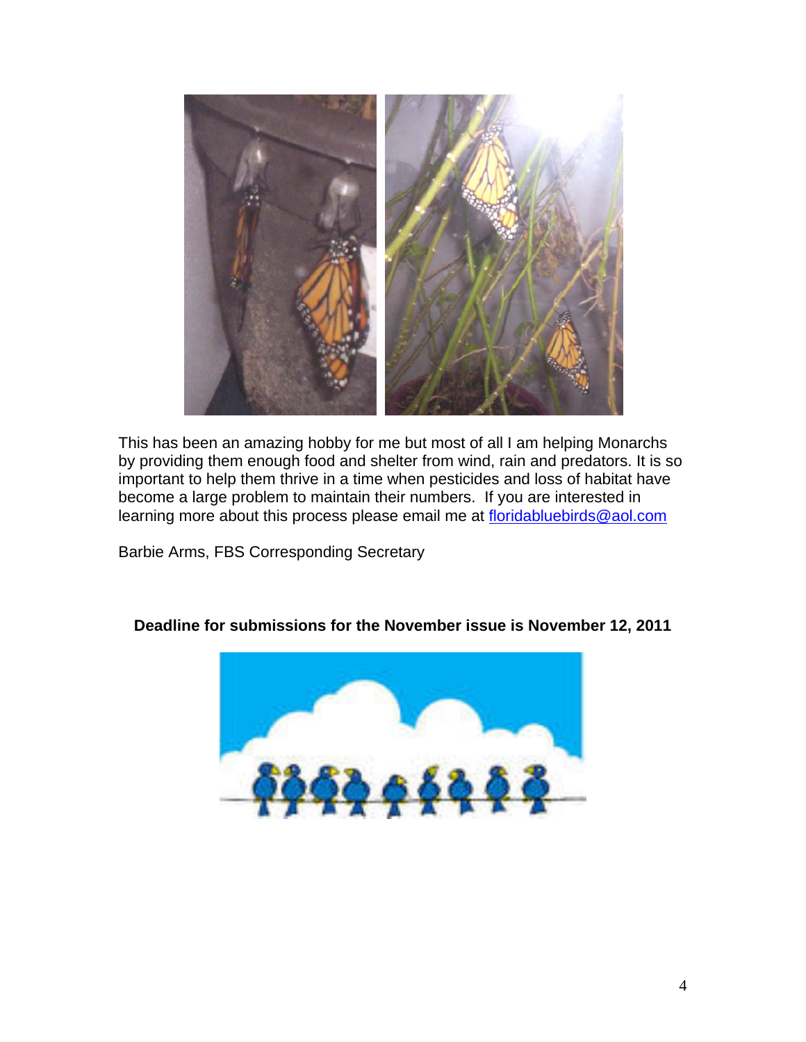This has been an amazing hobby for me but most of all I am helping Monarchs by providing them enough food and shelter from wind, rain and predators. It is so important to help them thrive in a time when pesticides and loss of habitat have become a large problem to maintain their numbers. If you are interested in learning more about this process please email me at floridabluebirds@aol.com

Barbie Arms, FBS Corresponding Secretary

**Deadline for submissions for the November issue is November 12, 2011**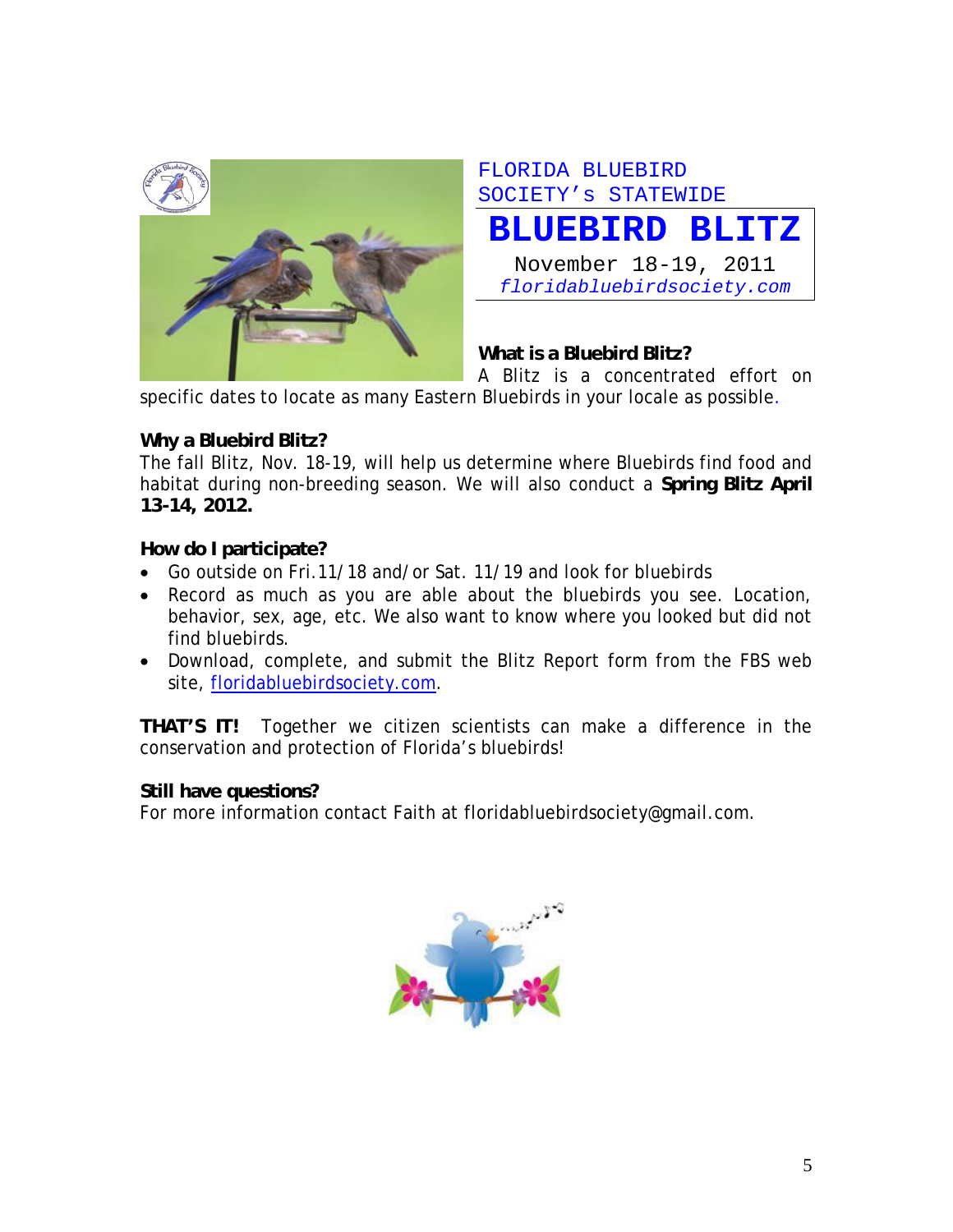FLORIDA BLUEBIRD SOCIETY's STATEWIDE

# BLUEBIRD BLITZ

November 18-19, 2011

*floridabluebirdsociety.com*

**What is a Bluebird Blitz?**
A Blitz is a concentrated effort on specific dates to locate as many Eastern Bluebirds in your locale as possible.

**Why a Bluebird Blitz?**
The fall Blitz, Nov. 18-19, will help us determine where Bluebirds find food and habitat during non-breeding season. We will also conduct a **Spring Blitz April 13-14, 2012.**

**How do I participate?**

- Go outside on Fri.11/18 and/or Sat. 11/19 and look for bluebirds
- Record as much as you are able about the bluebirds you see. Location, behavior, sex, age, etc. We also want to know where you looked but did not find bluebirds.
- Download, complete, and submit the Blitz Report form from the FBS web site, floridabluebirdsociety.com.

**THAT'S IT!** Together we citizen scientists can make a difference in the conservation and protection of Florida's bluebirds!

**Still have questions?**
For more information contact Faith at floridabluebirdsociety@gmail.com.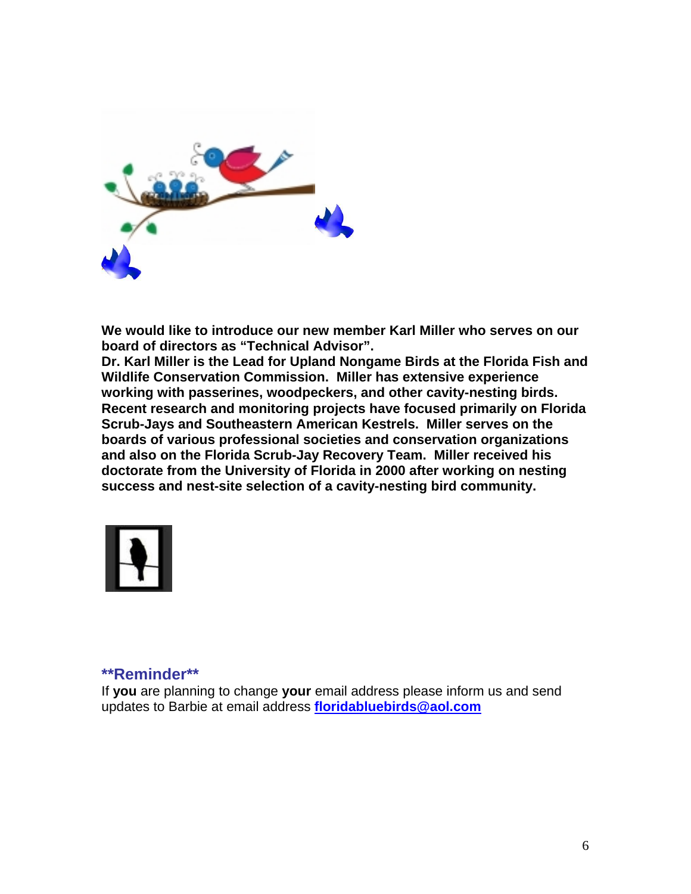**We would like to introduce our new member Karl Miller who serves on our board of directors as "Technical Advisor".**
**Dr. Karl Miller is the Lead for Upland Nongame Birds at the Florida Fish and Wildlife Conservation Commission. Miller has extensive experience working with passerines, woodpeckers, and other cavity-nesting birds. Recent research and monitoring projects have focused primarily on Florida Scrub-Jays and Southeastern American Kestrels. Miller serves on the boards of various professional societies and conservation organizations and also on the Florida Scrub-Jay Recovery Team. Miller received his doctorate from the University of Florida in 2000 after working on nesting success and nest-site selection of a cavity-nesting bird community.**

## **Reminder**

If **you** are planning to change **your** email address please inform us and send updates to Barbie at email address **floridabluebirds@aol.com**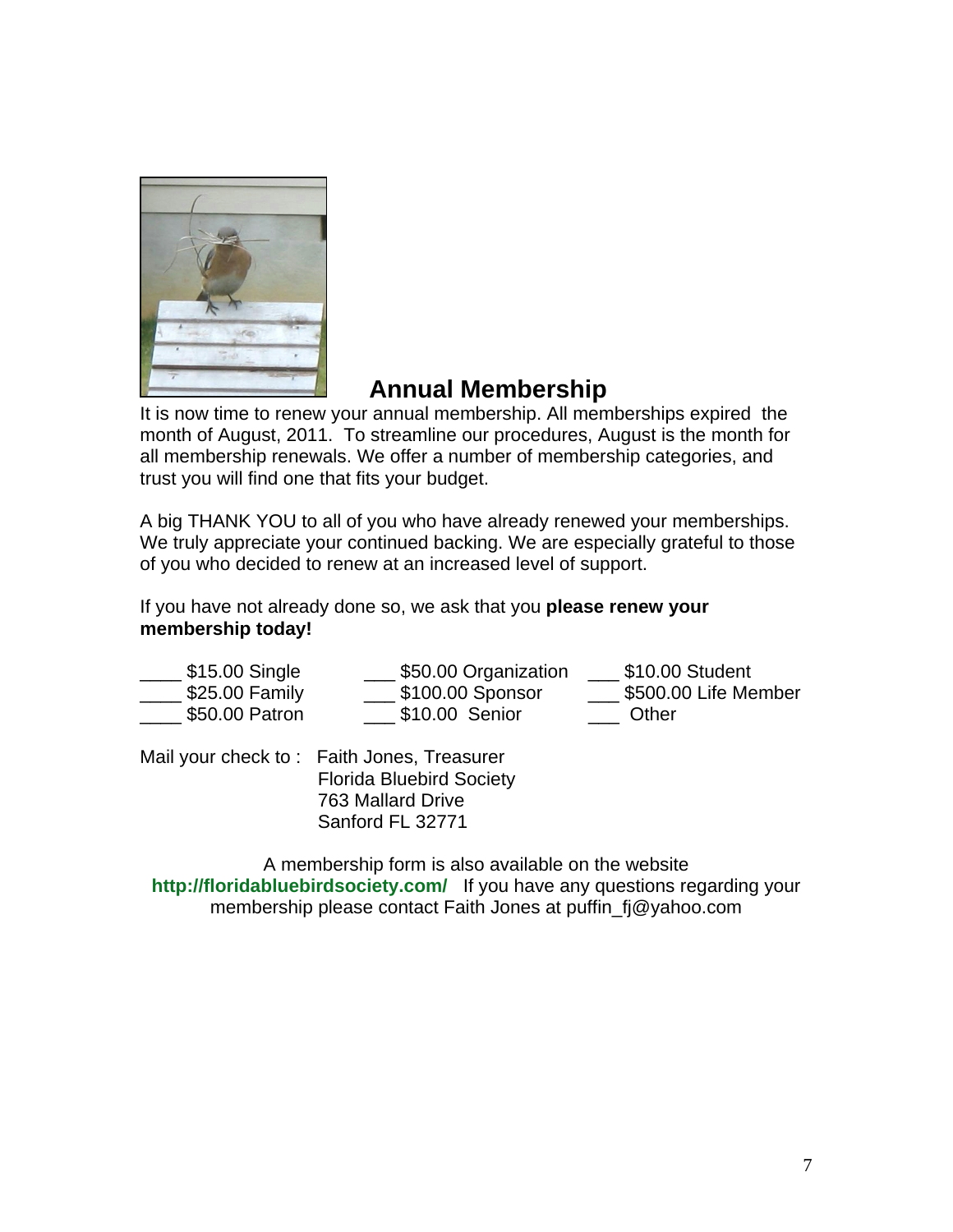## Annual Membership

It is now time to renew your annual membership. All memberships expired the month of August, 2011. To streamline our procedures, August is the month for all membership renewals. We offer a number of membership categories, and trust you will find one that fits your budget.

A big THANK YOU to all of you who have already renewed your memberships. We truly appreciate your continued backing. We are especially grateful to those of you who decided to renew at an increased level of support.

If you have not already done so, we ask that you **please renew your membership today!**

| | | |
|---|---|---|
| ____ $15.00 Single | ___ $50.00 Organization | ___ $10.00 Student |
| ____ $25.00 Family | ___ $100.00 Sponsor | ___ $500.00 Life Member |
| ____ $50.00 Patron | ___ $10.00 Senior | ___ Other |

Mail your check to : Faith Jones, Treasurer
Florida Bluebird Society
763 Mallard Drive
Sanford FL 32771

A membership form is also available on the website **http://floridabluebirdsociety.com/** If you have any questions regarding your membership please contact Faith Jones at puffin_fj@yahoo.com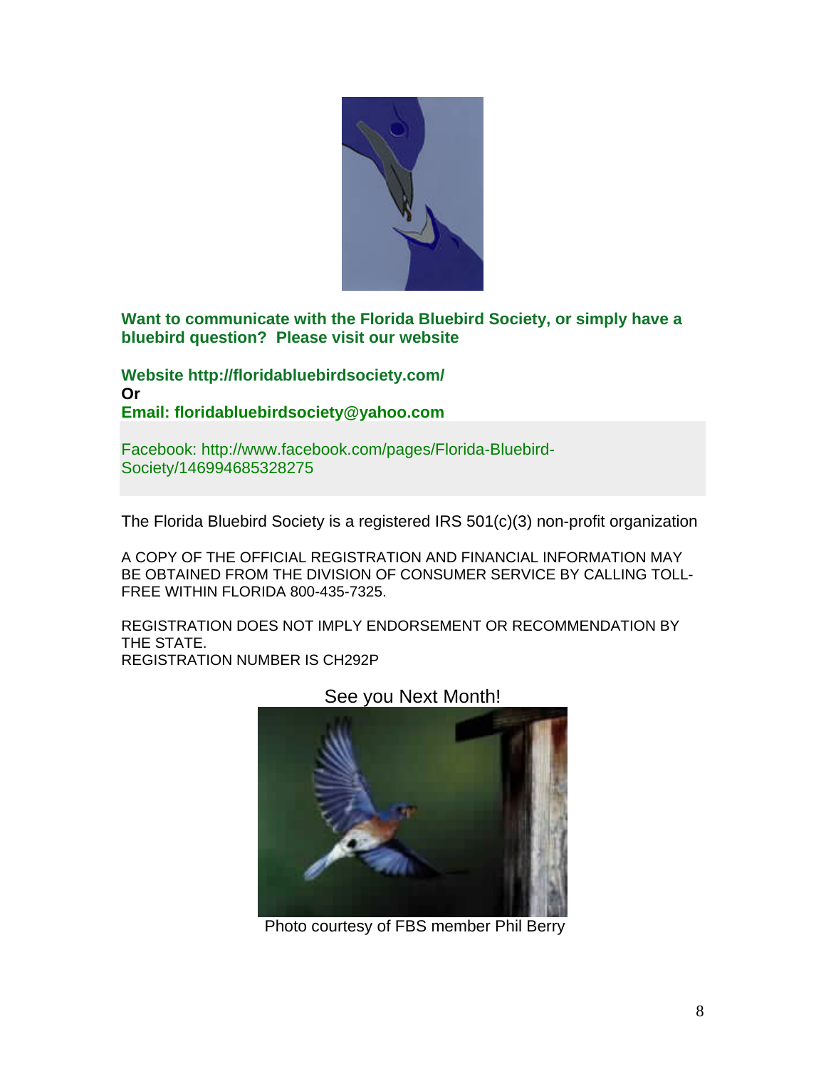**Want to communicate with the Florida Bluebird Society, or simply have a bluebird question? Please visit our website**

**Website http://floridabluebirdsociety.com/**
**Or**
**Email: floridabluebirdsociety@yahoo.com**

Facebook: http://www.facebook.com/pages/Florida-Bluebird-Society/146994685328275

The Florida Bluebird Society is a registered IRS 501(c)(3) non-profit organization

A COPY OF THE OFFICIAL REGISTRATION AND FINANCIAL INFORMATION MAY BE OBTAINED FROM THE DIVISION OF CONSUMER SERVICE BY CALLING TOLL-FREE WITHIN FLORIDA 800-435-7325.

REGISTRATION DOES NOT IMPLY ENDORSEMENT OR RECOMMENDATION BY THE STATE.
REGISTRATION NUMBER IS CH292P

See you Next Month!

Photo courtesy of FBS member Phil Berry